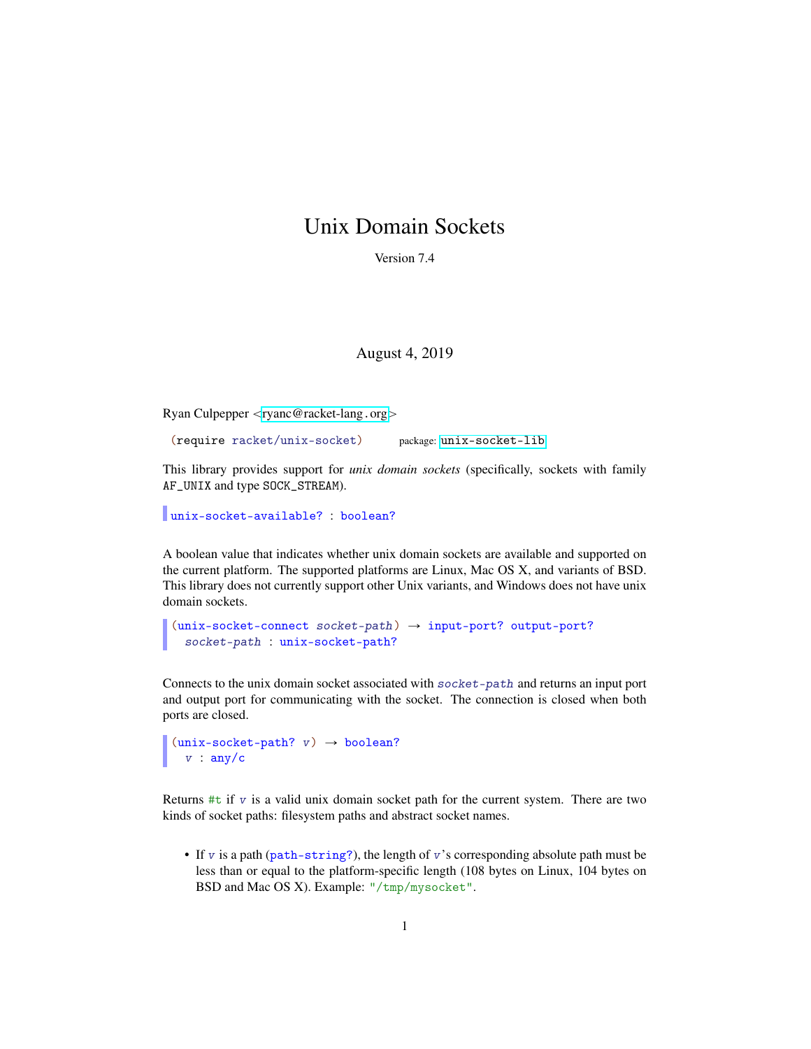# Unix Domain Sockets

Version 7.4

August 4, 2019

Ryan Culpepper <ryanc@racket-lang.org>

```
(require racket/unix-socket)
```
package: unix-socket-lib

This library provides support for *unix domain sockets* (specifically, sockets with family AF_UNIX and type SOCK_STREAM).

```
unix-socket-available? : boolean?
```

A boolean value that indicates whether unix domain sockets are available and supported on the current platform. The supported platforms are Linux, Mac OS X, and variants of BSD. This library does not currently support other Unix variants, and Windows does not have unix domain sockets.

```
(unix-socket-connect socket-path) → input-port? output-port?
  socket-path : unix-socket-path?
```

Connects to the unix domain socket associated with *socket-path* and returns an input port and output port for communicating with the socket. The connection is closed when both ports are closed.

```
(unix-socket-path? v) → boolean?
  v : any/c
```

Returns #t if *v* is a valid unix domain socket path for the current system. There are two kinds of socket paths: filesystem paths and abstract socket names.

- If *v* is a path (path-string?), the length of *v*'s corresponding absolute path must be less than or equal to the platform-specific length (108 bytes on Linux, 104 bytes on BSD and Mac OS X). Example: "/tmp/mysocket".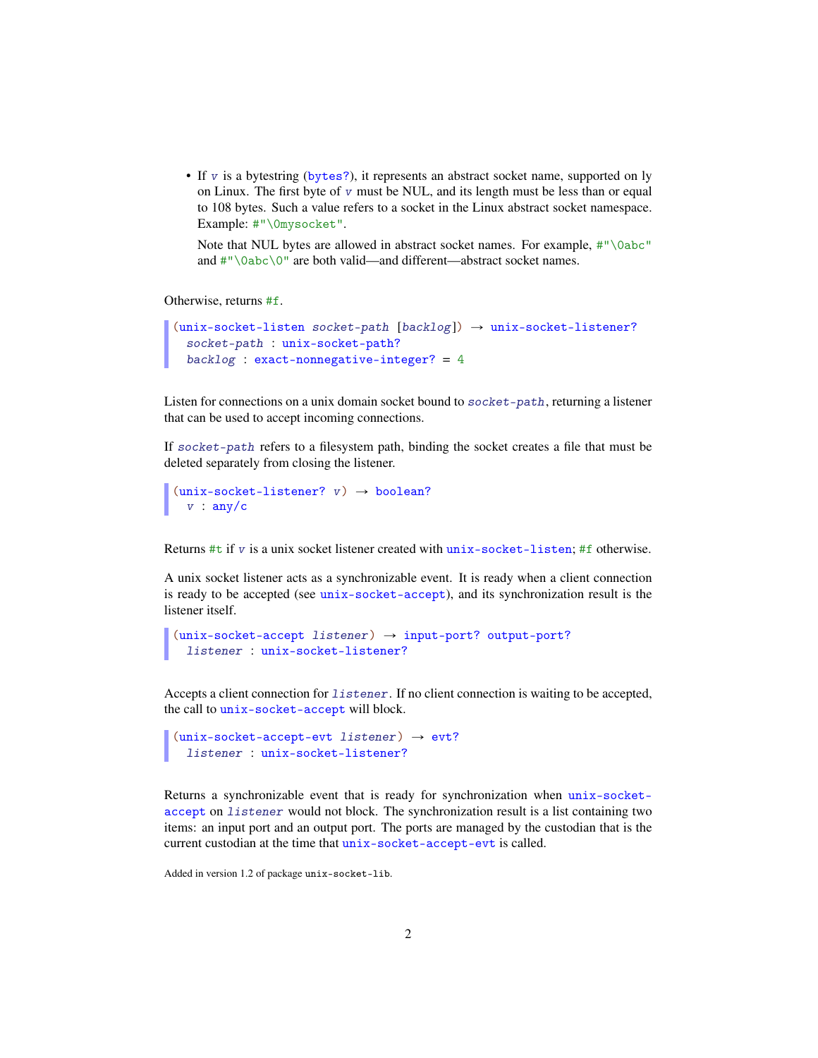- If *v* is a bytestring (`bytes?`), it represents an abstract socket name, supported on ly on Linux. The first byte of *v* must be NUL, and its length must be less than or equal to 108 bytes. Such a value refers to a socket in the Linux abstract socket namespace. Example: `#"\0mysocket"`.

  Note that NUL bytes are allowed in abstract socket names. For example, `#"\0abc"` and `#"\0abc\0"` are both valid—and different—abstract socket names.

Otherwise, returns `#f`.

```
(unix-socket-listen socket-path [backlog]) → unix-socket-listener?
  socket-path : unix-socket-path?
  backlog : exact-nonnegative-integer? = 4
```

Listen for connections on a unix domain socket bound to *socket-path*, returning a listener that can be used to accept incoming connections.

If *socket-path* refers to a filesystem path, binding the socket creates a file that must be deleted separately from closing the listener.

```
(unix-socket-listener? v) → boolean?
  v : any/c
```

Returns `#t` if *v* is a unix socket listener created with `unix-socket-listen`; `#f` otherwise.

A unix socket listener acts as a synchronizable event. It is ready when a client connection is ready to be accepted (see `unix-socket-accept`), and its synchronization result is the listener itself.

```
(unix-socket-accept listener) → input-port? output-port?
  listener : unix-socket-listener?
```

Accepts a client connection for *listener*. If no client connection is waiting to be accepted, the call to `unix-socket-accept` will block.

```
(unix-socket-accept-evt listener) → evt?
  listener : unix-socket-listener?
```

Returns a synchronizable event that is ready for synchronization when `unix-socket-accept` on *listener* would not block. The synchronization result is a list containing two items: an input port and an output port. The ports are managed by the custodian that is the current custodian at the time that `unix-socket-accept-evt` is called.

Added in version 1.2 of package `unix-socket-lib`.